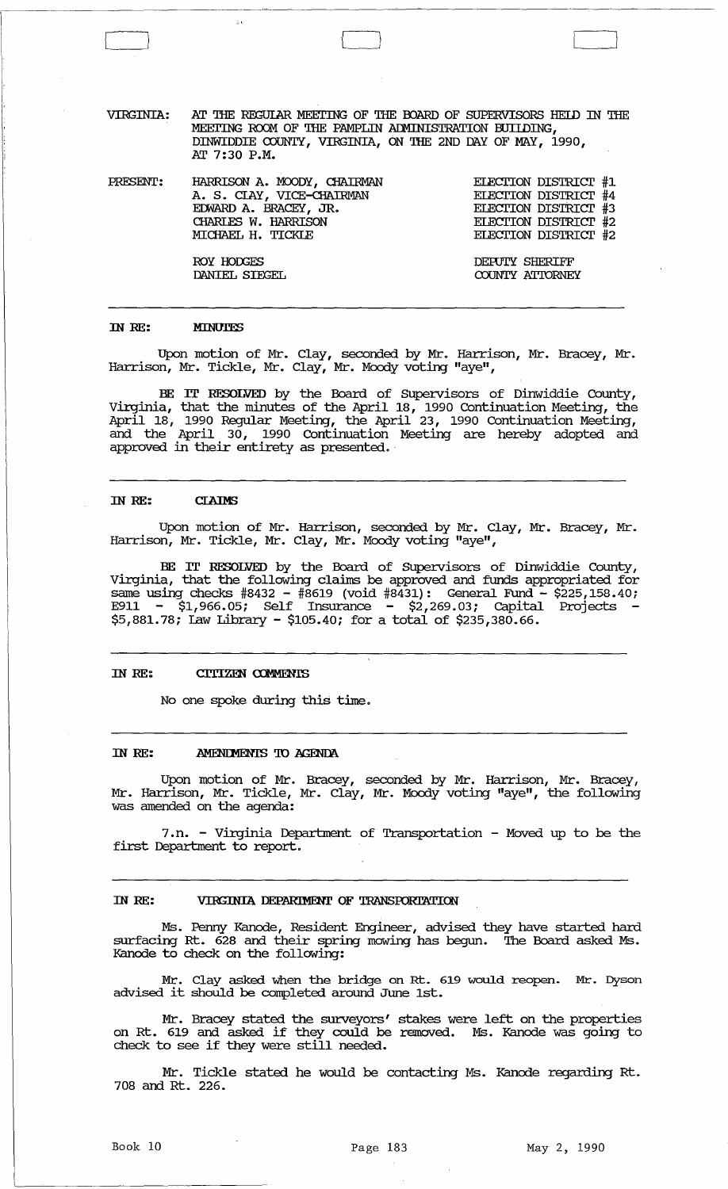VIRGINIA: AT THE REGULAR MEETING OF THE BOARD OF SUPERVISORS HELD IN THE MEETING ROOM OF THE PAMPLIN ADMINISTRATION BUILDING, DINWIDDIE COUNTY, VIRGINIA, ON THE 2ND DAY OF MAY, 1990, AT 7:30 P.M.

| PRESENT: | | |
|---|---|---|
| | HARRISON A. MOODY, CHAIRMAN | ELECTION DISTRICT #1 |
| | A. S. CLAY, VICE-CHAIRMAN | ELECTION DISTRICT #4 |
| | EDWARD A. BRACEY, JR. | ELECTION DISTRICT #3 |
| | CHARLES W. HARRISON | ELECTION DISTRICT #2 |
| | MICHAEL H. TICKLE | ELECTION DISTRICT #2 |
| | ROY HODGES | DEPUTY SHERIFF |
| | DANIEL SIEGEL | COUNTY ATTORNEY |

---

**IN RE: MINUTES**

Upon motion of Mr. Clay, seconded by Mr. Harrison, Mr. Bracey, Mr. Harrison, Mr. Tickle, Mr. Clay, Mr. Moody voting "aye",

BE IT RESOLVED by the Board of Supervisors of Dinwiddie County, Virginia, that the minutes of the April 18, 1990 Continuation Meeting, the April 18, 1990 Regular Meeting, the April 23, 1990 Continuation Meeting, and the April 30, 1990 Continuation Meeting are hereby adopted and approved in their entirety as presented.

---

**IN RE: CLAIMS**

Upon motion of Mr. Harrison, seconded by Mr. Clay, Mr. Bracey, Mr. Harrison, Mr. Tickle, Mr. Clay, Mr. Moody voting "aye",

BE IT RESOLVED by the Board of Supervisors of Dinwiddie County, Virginia, that the following claims be approved and funds appropriated for same using checks #8432 - #8619 (void #8431): General Fund - $225,158.40; E911 - $1,966.05; Self Insurance - $2,269.03; Capital Projects - $5,881.78; Law Library - $105.40; for a total of $235,380.66.

---

**IN RE: CITIZEN COMMENTS**

No one spoke during this time.

---

**IN RE: AMENDMENTS TO AGENDA**

Upon motion of Mr. Bracey, seconded by Mr. Harrison, Mr. Bracey, Mr. Harrison, Mr. Tickle, Mr. Clay, Mr. Moody voting "aye", the following was amended on the agenda:

7.n. - Virginia Department of Transportation - Moved up to be the first Department to report.

---

**IN RE: VIRGINIA DEPARTMENT OF TRANSPORTATION**

Ms. Penny Kanode, Resident Engineer, advised they have started hard surfacing Rt. 628 and their spring mowing has begun. The Board asked Ms. Kanode to check on the following:

Mr. Clay asked when the bridge on Rt. 619 would reopen. Mr. Dyson advised it should be completed around June 1st.

Mr. Bracey stated the surveyors' stakes were left on the properties on Rt. 619 and asked if they could be removed. Ms. Kanode was going to check to see if they were still needed.

Mr. Tickle stated he would be contacting Ms. Kanode regarding Rt. 708 and Rt. 226.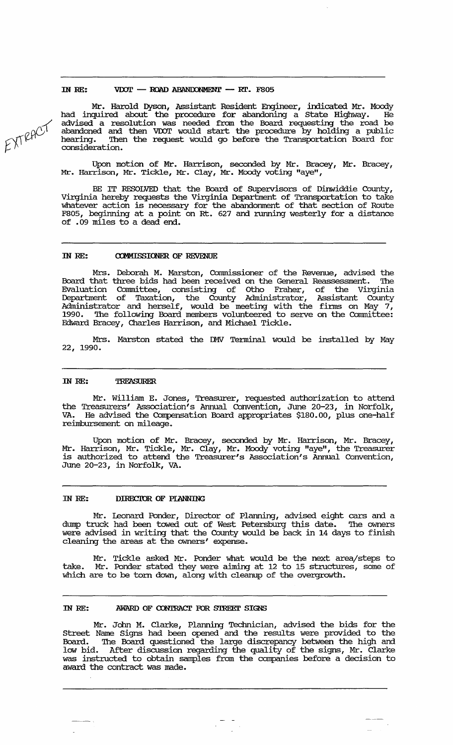EXTRACT

## IN RE: VDOT — ROAD ABANDONMENT — RT. F805

Mr. Harold Dyson, Assistant Resident Engineer, indicated Mr. Moody had inquired about the procedure for abandoning a State Highway. He advised a resolution was needed from the Board requesting the road be abandoned and then VDOT would start the procedure by holding a public hearing. Then the request would go before the Transportation Board for consideration.

Upon motion of Mr. Harrison, seconded by Mr. Bracey, Mr. Bracey, Mr. Harrison, Mr. Tickle, Mr. Clay, Mr. Moody voting "aye",

BE IT RESOLVED that the Board of Supervisors of Dinwiddie County, Virginia hereby requests the Virginia Department of Transportation to take whatever action is necessary for the abandonment of that section of Route F805, beginning at a point on Rt. 627 and running westerly for a distance of .09 miles to a dead end.

## IN RE: COMMISSIONER OF REVENUE

Mrs. Deborah M. Marston, Commissioner of the Revenue, advised the Board that three bids had been received on the General Reassessment. The Evaluation Committee, consisting of Otho Fraher, of the Virginia Department of Taxation, the County Administrator, Assistant County Administrator and herself, would be meeting with the firms on May 7, 1990. The following Board members volunteered to serve on the Committee: Edward Bracey, Charles Harrison, and Michael Tickle.

Mrs. Marston stated the DMV Terminal would be installed by May 22, 1990.

## IN RE: TREASURER

Mr. William E. Jones, Treasurer, requested authorization to attend the Treasurers' Association's Annual Convention, June 20-23, in Norfolk, VA. He advised the Compensation Board appropriates $180.00, plus one-half reimbursement on mileage.

Upon motion of Mr. Bracey, seconded by Mr. Harrison, Mr. Bracey, Mr. Harrison, Mr. Tickle, Mr. Clay, Mr. Moody voting "aye", the Treasurer is authorized to attend the Treasurer's Association's Annual Convention, June 20-23, in Norfolk, VA.

## IN RE: DIRECTOR OF PLANNING

Mr. Leonard Ponder, Director of Planning, advised eight cars and a dump truck had been towed out of West Petersburg this date. The owners were advised in writing that the County would be back in 14 days to finish cleaning the areas at the owners' expense.

Mr. Tickle asked Mr. Ponder what would be the next area/steps to take. Mr. Ponder stated they were aiming at 12 to 15 structures, some of which are to be torn down, along with cleanup of the overgrowth.

## IN RE: AWARD OF CONTRACT FOR STREET SIGNS

Mr. John M. Clarke, Planning Technician, advised the bids for the Street Name Signs had been opened and the results were provided to the Board. The Board questioned the large discrepancy between the high and low bid. After discussion regarding the quality of the signs, Mr. Clarke was instructed to obtain samples from the companies before a decision to award the contract was made.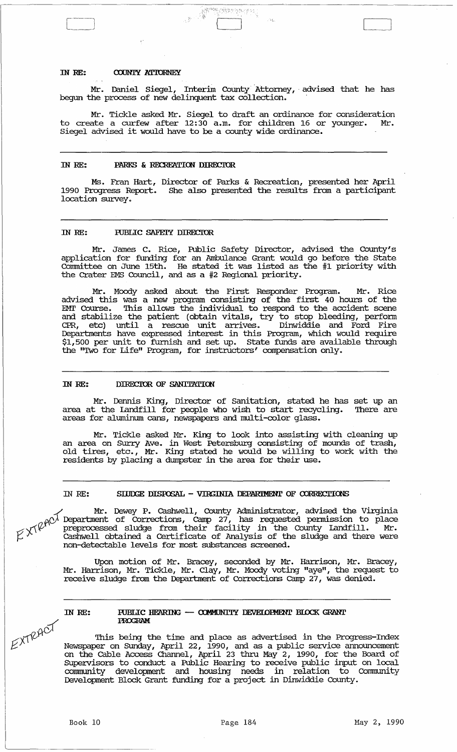## IN RE: COUNTY ATTORNEY

Mr. Daniel Siegel, Interim County Attorney, advised that he has begun the process of new delinquent tax collection.

Mr. Tickle asked Mr. Siegel to draft an ordinance for consideration to create a curfew after 12:30 a.m. for children 16 or younger. Mr. Siegel advised it would have to be a county wide ordinance.

---

## IN RE: PARKS & RECREATION DIRECTOR

Ms. Fran Hart, Director of Parks & Recreation, presented her April 1990 Progress Report. She also presented the results from a participant location survey.

---

## IN RE: PUBLIC SAFETY DIRECTOR

Mr. James C. Rice, Public Safety Director, advised the County's application for funding for an Ambulance Grant would go before the State Committee on June 15th. He stated it was listed as the #1 priority with the Crater EMS Council, and as a #2 Regional priority.

Mr. Moody asked about the First Responder Program. Mr. Rice advised this was a new program consisting of the first 40 hours of the EMT Course. This allows the individual to respond to the accident scene and stabilize the patient (obtain vitals, try to stop bleeding, perform CPR, etc) until a rescue unit arrives. Dinwiddie and Ford Fire Departments have expressed interest in this Program, which would require $1,500 per unit to furnish and set up. State funds are available through the "Two for Life" Program, for instructors' compensation only.

---

## IN RE: DIRECTOR OF SANITATION

Mr. Dennis King, Director of Sanitation, stated he has set up an area at the Landfill for people who wish to start recycling. There are areas for aluminum cans, newspapers and multi-color glass.

Mr. Tickle asked Mr. King to look into assisting with cleaning up an area on Surry Ave. in West Petersburg consisting of mounds of trash, old tires, etc., Mr. King stated he would be willing to work with the residents by placing a dumpster in the area for their use.

---

## IN RE: SLUDGE DISPOSAL - VIRGINIA DEPARTMENT OF CORRECTIONS

EXTRACT

Mr. Dewey P. Cashwell, County Administrator, advised the Virginia Department of Corrections, Camp 27, has requested permission to place preprocessed sludge from their facility in the County Landfill. Mr. Cashwell obtained a Certificate of Analysis of the sludge and there were non-detectable levels for most substances screened.

Upon motion of Mr. Bracey, seconded by Mr. Harrison, Mr. Bracey, Mr. Harrison, Mr. Tickle, Mr. Clay, Mr. Moody voting "aye", the request to receive sludge from the Department of Corrections Camp 27, was denied.

---

## IN RE: PUBLIC HEARING — COMMUNITY DEVELOPMENT BLOCK GRANT PROGRAM

EXTRACT

This being the time and place as advertised in the Progress-Index Newspaper on Sunday, April 22, 1990, and as a public service announcement on the Cable Access Channel, April 23 thru May 2, 1990, for the Board of Supervisors to conduct a Public Hearing to receive public input on local community development and housing needs in relation to Community Development Block Grant funding for a project in Dinwiddie County.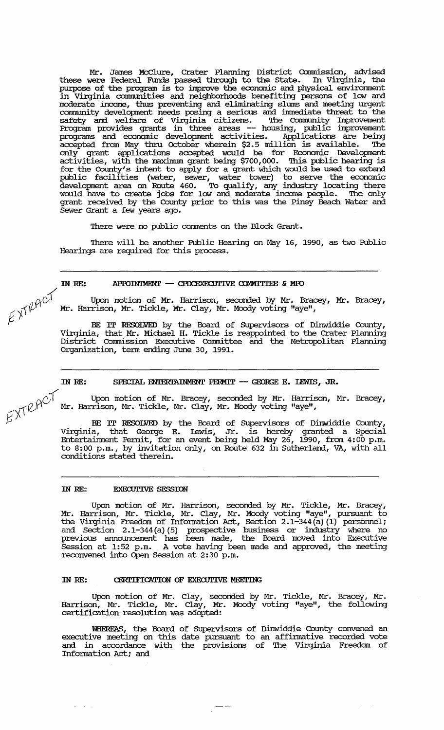Mr. James McClure, Crater Planning District Commission, advised these were Federal Funds passed through to the State. In Virginia, the purpose of the program is to improve the economic and physical environment in Virginia communities and neighborhoods benefiting persons of low and moderate income, thus preventing and eliminating slums and meeting urgent community development needs posing a serious and immediate threat to the safety and welfare of Virginia citizens. The Community Improvement Program provides grants in three areas -- housing, public improvement programs and economic development activities. Applications are being accepted from May thru October wherein $2.5 million is available. The only grant applications accepted would be for Economic Development activities, with the maximum grant being $700,000. This public hearing is for the County's intent to apply for a grant which would be used to extend public facilities (water, sewer, water tower) to serve the economic development area on Route 460. To qualify, any industry locating there would have to create jobs for low and moderate income people. The only grant received by the County prior to this was the Piney Beach Water and Sewer Grant a few years ago.

There were no public comments on the Block Grant.

There will be another Public Hearing on May 16, 1990, as two Public Hearings are required for this process.

---

**IN RE: APPOINTMENT -- CPDCEXECUTIVE COMMITTEE & MPO**

EXTRACT

Upon motion of Mr. Harrison, seconded by Mr. Bracey, Mr. Bracey, Mr. Harrison, Mr. Tickle, Mr. Clay, Mr. Moody voting "aye",

**BE IT RESOLVED** by the Board of Supervisors of Dinwiddie County, Virginia, that Mr. Michael H. Tickle is reappointed to the Crater Planning District Commission Executive Committee and the Metropolitan Planning Organization, term ending June 30, 1991.

---

**IN RE: SPECIAL ENTERTAINMENT PERMIT -- GEORGE E. LEWIS, JR.**

EXTRACT

Upon motion of Mr. Bracey, seconded by Mr. Harrison, Mr. Bracey, Mr. Harrison, Mr. Tickle, Mr. Clay, Mr. Moody voting "aye",

**BE IT RESOLVED** by the Board of Supervisors of Dinwiddie County, Virginia, that George E. Lewis, Jr. is hereby granted a Special Entertainment Permit, for an event being held May 26, 1990, from 4:00 p.m. to 8:00 p.m., by invitation only, on Route 632 in Sutherland, VA, with all conditions stated therein.

---

**IN RE: EXECUTIVE SESSION**

Upon motion of Mr. Harrison, seconded by Mr. Tickle, Mr. Bracey, Mr. Harrison, Mr. Tickle, Mr. Clay, Mr. Moody voting "aye", pursuant to the Virginia Freedom of Information Act, Section 2.1-344(a)(1) personnel; and Section 2.1-344(a)(5) prospective business or industry where no previous announcement has been made, the Board moved into Executive Session at 1:52 p.m. A vote having been made and approved, the meeting reconvened into Open Session at 2:30 p.m.

**IN RE: CERTIFICATION OF EXECUTIVE MEETING**

Upon motion of Mr. Clay, seconded by Mr. Tickle, Mr. Bracey, Mr. Harrison, Mr. Tickle, Mr. Clay, Mr. Moody voting "aye", the following certification resolution was adopted:

**WHEREAS**, the Board of Supervisors of Dinwiddie County convened an executive meeting on this date pursuant to an affirmative recorded vote and in accordance with the provisions of The Virginia Freedom of Information Act; and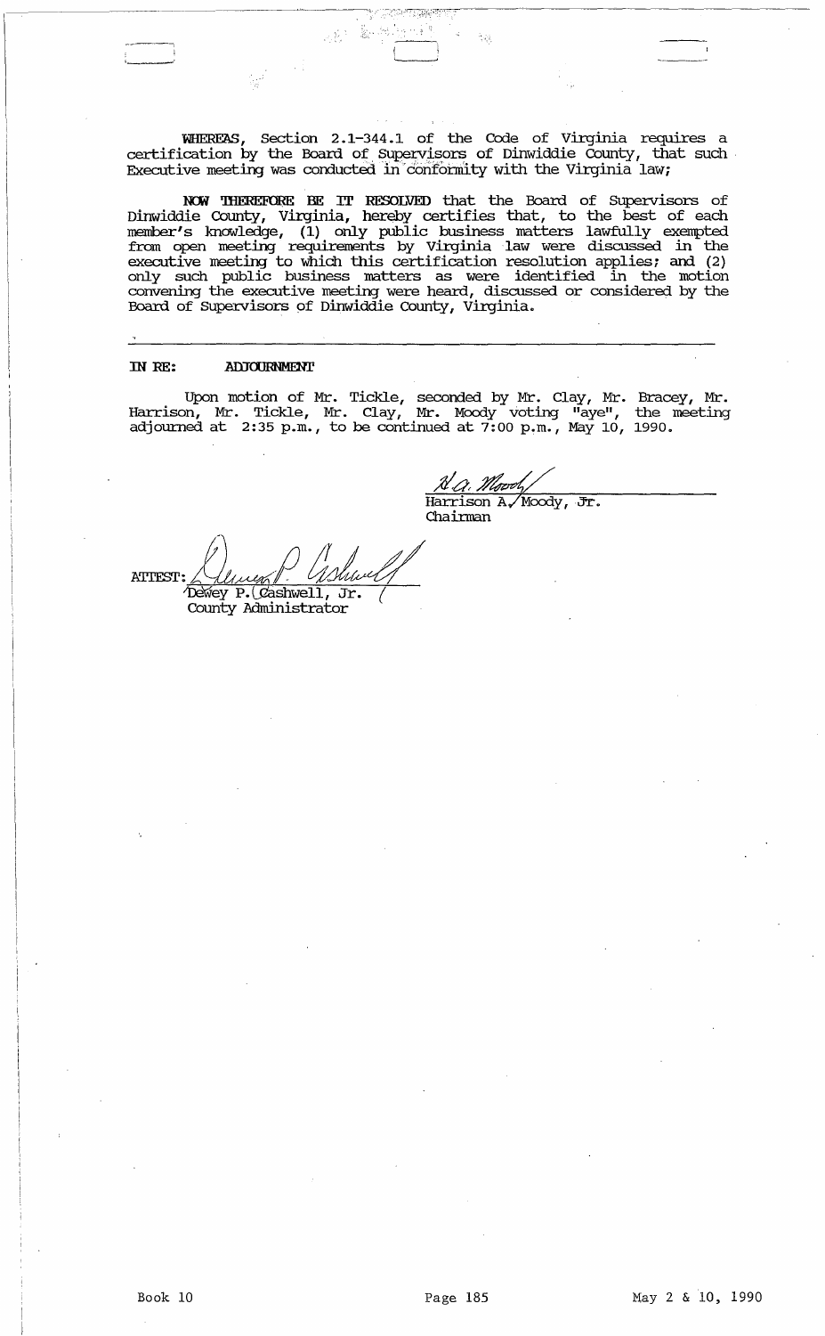**WHEREAS**, Section 2.1-344.1 of the Code of Virginia requires a certification by the Board of Supervisors of Dinwiddie County, that such Executive meeting was conducted in conformity with the Virginia law;

**NOW THEREFORE BE IT RESOLVED** that the Board of Supervisors of Dinwiddie County, Virginia, hereby certifies that, to the best of each member's knowledge, (1) only public business matters lawfully exempted from open meeting requirements by Virginia law were discussed in the executive meeting to which this certification resolution applies; and (2) only such public business matters as were identified in the motion convening the executive meeting were heard, discussed or considered by the Board of Supervisors of Dinwiddie County, Virginia.

---

**IN RE: ADJOURNMENT**

Upon motion of Mr. Tickle, seconded by Mr. Clay, Mr. Bracey, Mr. Harrison, Mr. Tickle, Mr. Clay, Mr. Moody voting "aye", the meeting adjourned at 2:35 p.m., to be continued at 7:00 p.m., May 10, 1990.

Harrison A. Moody, Jr.
Chairman

ATTEST:
Dewey P. Cashwell, Jr.
County Administrator